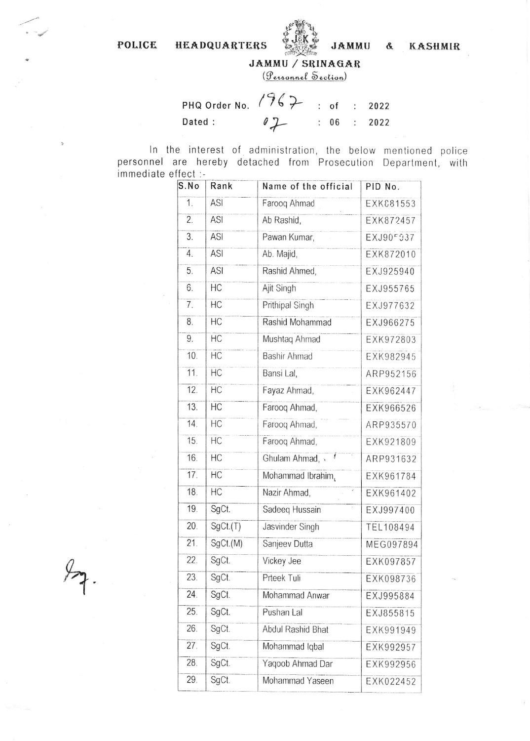# POLICE HEADQUARTERS JAMMU & KASHMIR

## JAMMU / SRINAGAR

*(Personnel Section)*

PHQ Order No. 1967 : of : 2022

Dated : 07 : 06 : 2022

In the interest of administration, the below mentioned police personnel are hereby detached from Prosecution Department, with immediate effect :-

| S.No | Rank | Name of the official | PID No. |
|---|---|---|---|
| 1. | ASI | Farooq Ahmad | EXK881553 |
| 2. | ASI | Ab Rashid, | EXK872457 |
| 3. | ASI | Pawan Kumar, | EXJ905037 |
| 4. | ASI | Ab. Majid, | EXK872010 |
| 5. | ASI | Rashid Ahmed, | EXJ925940 |
| 6. | HC | Ajit Singh | EXJ955765 |
| 7. | HC | Prithipal Singh | EXJ977632 |
| 8. | HC | Rashid Mohammad | EXJ966275 |
| 9. | HC | Mushtaq Ahmad | EXK972803 |
| 10. | HC | Bashir Ahmad | EXK982945 |
| 11. | HC | Bansi Lal, | ARP952156 |
| 12. | HC | Fayaz Ahmad, | EXK962447 |
| 13. | HC | Farooq Ahmad, | EXK966526 |
| 14. | HC | Farooq Ahmad, | ARP935570 |
| 15. | HC | Farooq Ahmad, | EXK921809 |
| 16. | HC | Ghulam Ahmad, | ARP931632 |
| 17. | HC | Mohammad Ibrahim, | EXK961784 |
| 18. | HC | Nazir Ahmad, | EXK961402 |
| 19. | SgCt. | Sadeeq Hussain | EXJ997400 |
| 20. | SgCt.(T) | Jasvinder Singh | TEL108494 |
| 21. | SgCt.(M) | Sanjeev Dutta | MEG097894 |
| 22. | SgCt. | Vickey Jee | EXK097857 |
| 23. | SgCt. | Prteek Tuli | EXK098736 |
| 24. | SgCt. | Mohammad Anwar | EXJ995884 |
| 25. | SgCt. | Pushan Lal | EXJ855815 |
| 26. | SgCt. | Abdul Rashid Bhat | EXK991949 |
| 27. | SgCt. | Mohammad Iqbal | EXK992957 |
| 28. | SgCt. | Yaqoob Ahmad Dar | EXK992956 |
| 29. | SgCt. | Mohammad Yaseen | EXK022452 |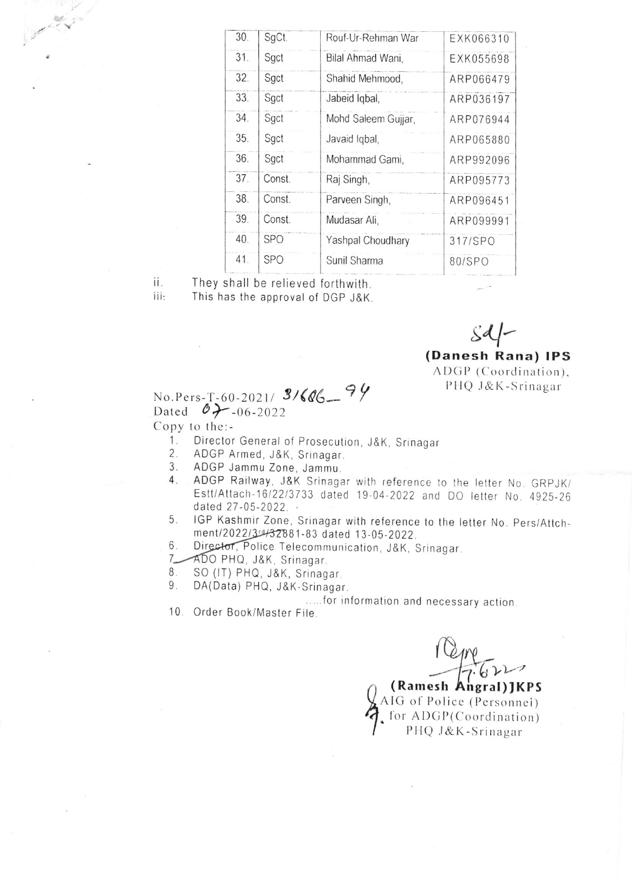| | | | |
|---|---|---|---|
| 30. | SgCt. | Rouf-Ur-Rehman War | EXK066310 |
| 31. | Sgct | Bilal Ahmad Wani, | EXK055698 |
| 32. | Sgct | Shahid Mehmood, | ARP066479 |
| 33. | Sgct | Jabeid Iqbal, | ARP036197 |
| 34. | Sgct | Mohd Saleem Gujjar, | ARP076944 |
| 35. | Sgct | Javaid Iqbal, | ARP065880 |
| 36. | Sgct | Mohammad Gami, | ARP992096 |
| 37. | Const. | Raj Singh, | ARP095773 |
| 38. | Const. | Parveen Singh, | ARP096451 |
| 39. | Const. | Mudasar Ali, | ARP099991 |
| 40. | SPO | Yashpal Choudhary | 317/SPO |
| 41. | SPO | Sunil Sharma | 80/SPO |

ii. They shall be relieved forthwith.

iii. This has the approval of DGP J&K.

Sd/-

**(Danesh Rana) IPS**
ADGP (Coordination),
PHQ J&K-Srinagar

No.Pers-T-60-2021/ 31686-94
Dated 07-06-2022

Copy to the:-

1. Director General of Prosecution, J&K, Srinagar
2. ADGP Armed, J&K, Srinagar.
3. ADGP Jammu Zone, Jammu.
4. ADGP Railway, J&K Srinagar with reference to the letter No. GRPJK/Estt/Attach-16/22/3733 dated 19-04-2022 and DO letter No. 4925-26 dated 27-05-2022.
5. IGP Kashmir Zone, Srinagar with reference to the letter No. Pers/Attchment/2022/3rd/32881-83 dated 13-05-2022.
6. Director, Police Telecommunication, J&K, Srinagar.
7. ADO PHQ, J&K, Srinagar.
8. SO (IT) PHQ, J&K, Srinagar.
9. DA(Data) PHQ, J&K-Srinagar.

.....for information and necessary action.

10. Order Book/Master File.

7.6.22

**(Ramesh Angral)JKPS**
AIG of Police (Personnel)
for ADGP(Coordination)
PHQ J&K-Srinagar